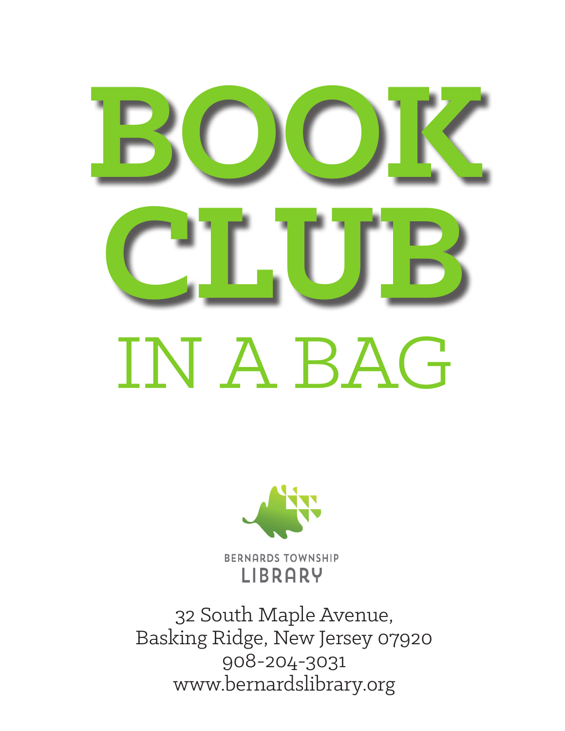# BOOK CLUB

## IN A BAG

BERNARDS TOWNSHIP
LIBRARY

32 South Maple Avenue,
Basking Ridge, New Jersey 07920
908-204-3031
www.bernardslibrary.org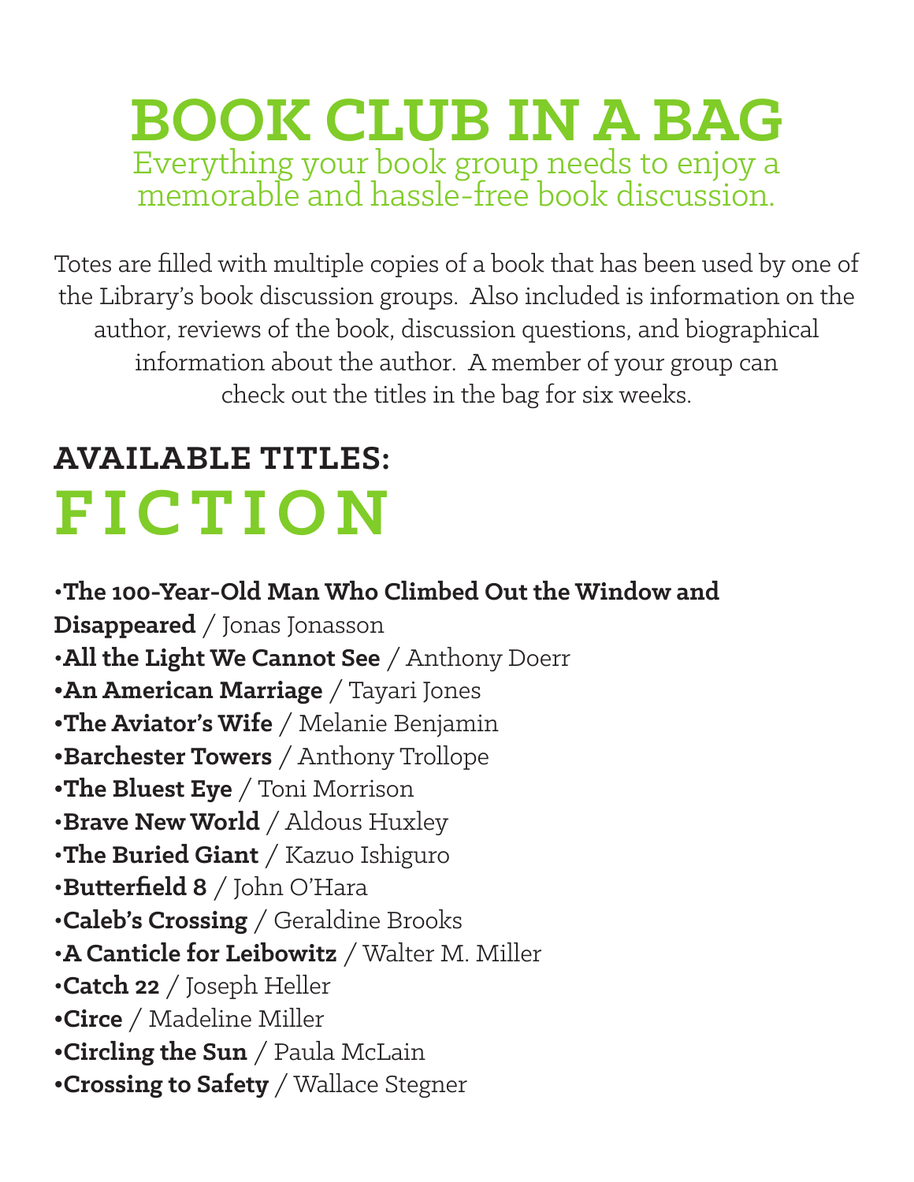# BOOK CLUB IN A BAG

Everything your book group needs to enjoy a memorable and hassle-free book discussion.

Totes are filled with multiple copies of a book that has been used by one of the Library's book discussion groups. Also included is information on the author, reviews of the book, discussion questions, and biographical information about the author. A member of your group can check out the titles in the bag for six weeks.

## AVAILABLE TITLES:

## FICTION

- **The 100-Year-Old Man Who Climbed Out the Window and Disappeared** / Jonas Jonasson
- **All the Light We Cannot See** / Anthony Doerr
- **An American Marriage** / Tayari Jones
- **The Aviator's Wife** / Melanie Benjamin
- **Barchester Towers** / Anthony Trollope
- **The Bluest Eye** / Toni Morrison
- **Brave New World** / Aldous Huxley
- **The Buried Giant** / Kazuo Ishiguro
- **Butterfield 8** / John O'Hara
- **Caleb's Crossing** / Geraldine Brooks
- **A Canticle for Leibowitz** / Walter M. Miller
- **Catch 22** / Joseph Heller
- **Circe** / Madeline Miller
- **Circling the Sun** / Paula McLain
- **Crossing to Safety** / Wallace Stegner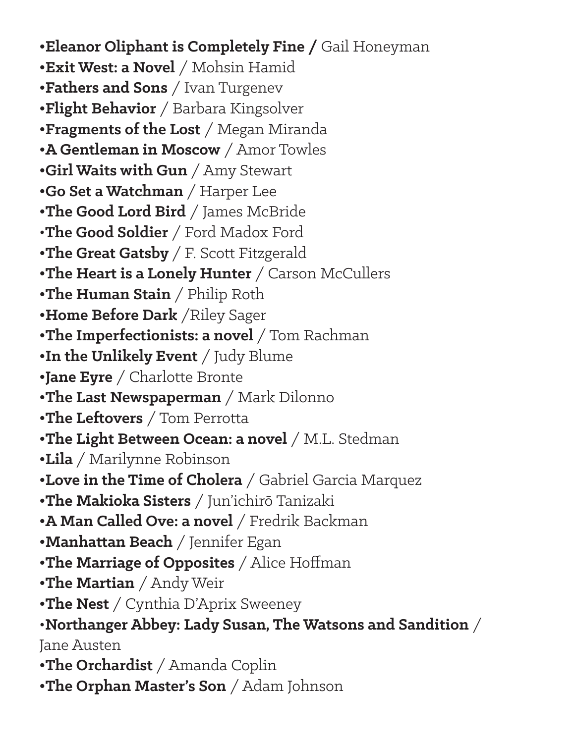- **Eleanor Oliphant is Completely Fine /** Gail Honeyman
- **Exit West: a Novel** / Mohsin Hamid
- **Fathers and Sons** / Ivan Turgenev
- **Flight Behavior** / Barbara Kingsolver
- **Fragments of the Lost** / Megan Miranda
- **A Gentleman in Moscow** / Amor Towles
- **Girl Waits with Gun** / Amy Stewart
- **Go Set a Watchman** / Harper Lee
- **The Good Lord Bird** / James McBride
- **The Good Soldier** / Ford Madox Ford
- **The Great Gatsby** / F. Scott Fitzgerald
- **The Heart is a Lonely Hunter** / Carson McCullers
- **The Human Stain** / Philip Roth
- **Home Before Dark** /Riley Sager
- **The Imperfectionists: a novel** / Tom Rachman
- **In the Unlikely Event** / Judy Blume
- **Jane Eyre** / Charlotte Bronte
- **The Last Newspaperman** / Mark Dilonno
- **The Leftovers** / Tom Perrotta
- **The Light Between Ocean: a novel** / M.L. Stedman
- **Lila** / Marilynne Robinson
- **Love in the Time of Cholera** / Gabriel Garcia Marquez
- **The Makioka Sisters** / Jun'ichirō Tanizaki
- **A Man Called Ove: a novel** / Fredrik Backman
- **Manhattan Beach** / Jennifer Egan
- **The Marriage of Opposites** / Alice Hoffman
- **The Martian** / Andy Weir
- **The Nest** / Cynthia D'Aprix Sweeney
- **Northanger Abbey: Lady Susan, The Watsons and Sandition** / Jane Austen
- **The Orchardist** / Amanda Coplin
- **The Orphan Master's Son** / Adam Johnson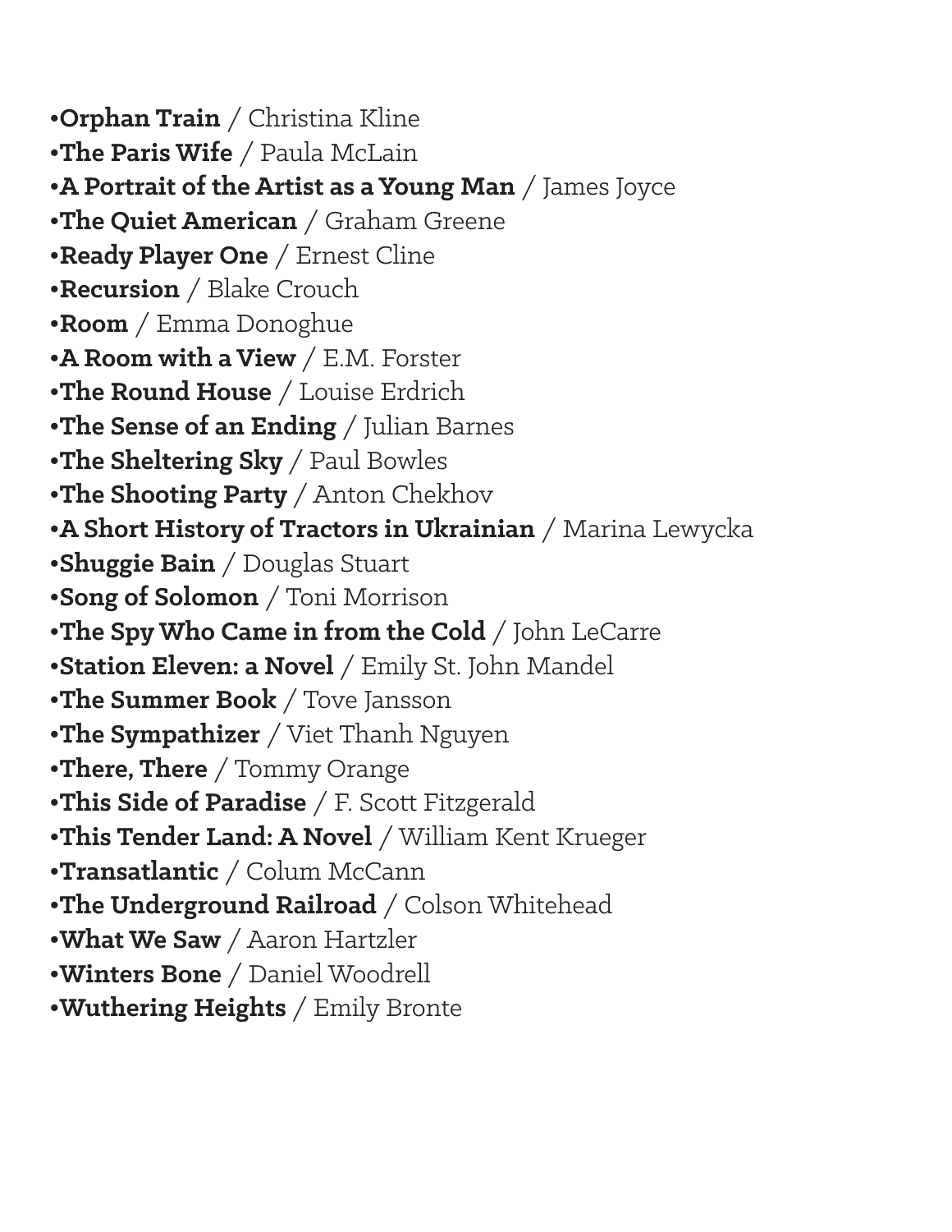- **Orphan Train** / Christina Kline
- **The Paris Wife** / Paula McLain
- **A Portrait of the Artist as a Young Man** / James Joyce
- **The Quiet American** / Graham Greene
- **Ready Player One** / Ernest Cline
- **Recursion** / Blake Crouch
- **Room** / Emma Donoghue
- **A Room with a View** / E.M. Forster
- **The Round House** / Louise Erdrich
- **The Sense of an Ending** / Julian Barnes
- **The Sheltering Sky** / Paul Bowles
- **The Shooting Party** / Anton Chekhov
- **A Short History of Tractors in Ukrainian** / Marina Lewycka
- **Shuggie Bain** / Douglas Stuart
- **Song of Solomon** / Toni Morrison
- **The Spy Who Came in from the Cold** / John LeCarre
- **Station Eleven: a Novel** / Emily St. John Mandel
- **The Summer Book** / Tove Jansson
- **The Sympathizer** / Viet Thanh Nguyen
- **There, There** / Tommy Orange
- **This Side of Paradise** / F. Scott Fitzgerald
- **This Tender Land: A Novel** / William Kent Krueger
- **Transatlantic** / Colum McCann
- **The Underground Railroad** / Colson Whitehead
- **What We Saw** / Aaron Hartzler
- **Winters Bone** / Daniel Woodrell
- **Wuthering Heights** / Emily Bronte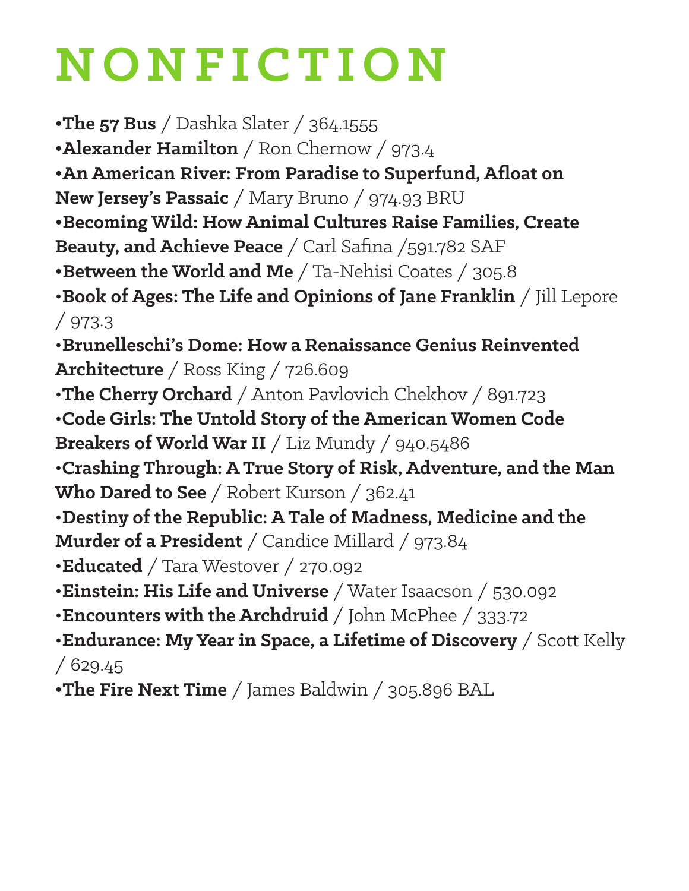# NONFICTION

•**The 57 Bus** / Dashka Slater / 364.1555
•**Alexander Hamilton** / Ron Chernow / 973.4
•**An American River: From Paradise to Superfund, Afloat on New Jersey's Passaic** / Mary Bruno / 974.93 BRU
•**Becoming Wild: How Animal Cultures Raise Families, Create Beauty, and Achieve Peace** / Carl Safina /591.782 SAF
•**Between the World and Me** / Ta-Nehisi Coates / 305.8
•**Book of Ages: The Life and Opinions of Jane Franklin** / Jill Lepore / 973.3
•**Brunelleschi's Dome: How a Renaissance Genius Reinvented Architecture** / Ross King / 726.609
•**The Cherry Orchard** / Anton Pavlovich Chekhov / 891.723
•**Code Girls: The Untold Story of the American Women Code Breakers of World War II** / Liz Mundy / 940.5486
•**Crashing Through: A True Story of Risk, Adventure, and the Man Who Dared to See** / Robert Kurson / 362.41
•**Destiny of the Republic: A Tale of Madness, Medicine and the Murder of a President** / Candice Millard / 973.84
•**Educated** / Tara Westover / 270.092
•**Einstein: His Life and Universe** / Water Isaacson / 530.092
•**Encounters with the Archdruid** / John McPhee / 333.72
•**Endurance: My Year in Space, a Lifetime of Discovery** / Scott Kelly / 629.45
•**The Fire Next Time** / James Baldwin / 305.896 BAL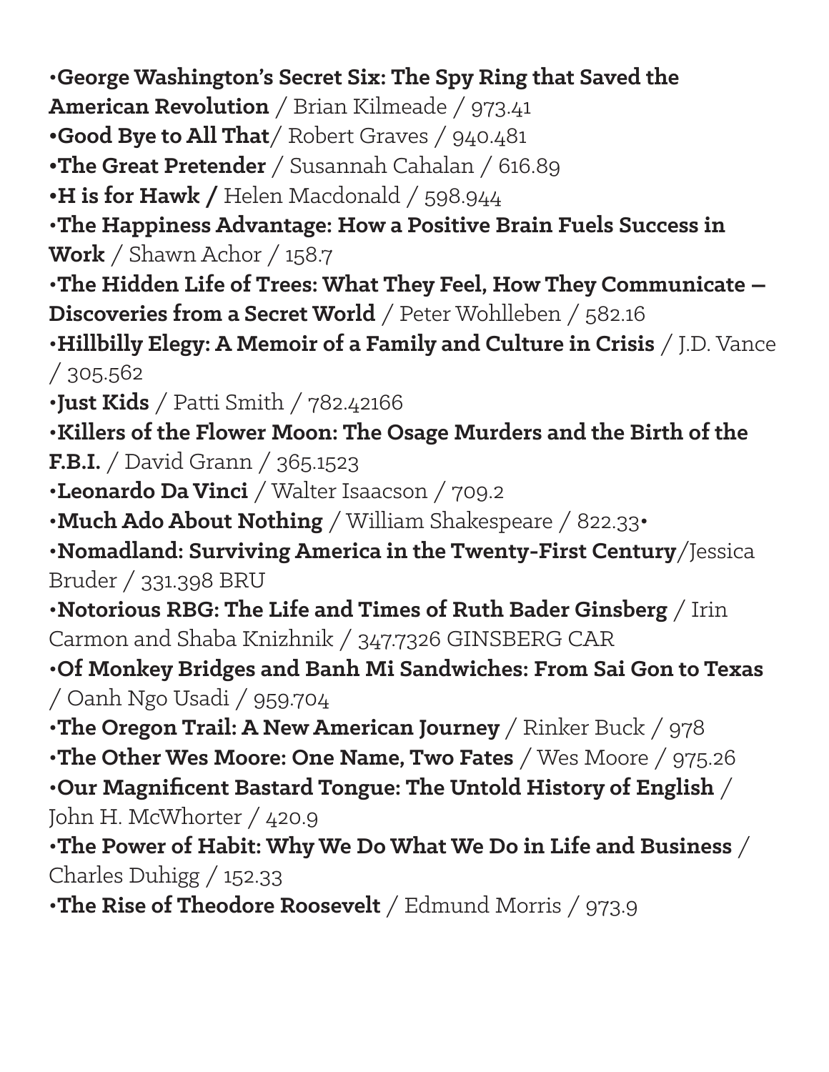•**George Washington's Secret Six: The Spy Ring that Saved the American Revolution** / Brian Kilmeade / 973.41
•**Good Bye to All That**/ Robert Graves / 940.481
•**The Great Pretender** / Susannah Cahalan / 616.89
•**H is for Hawk /** Helen Macdonald / 598.944
•**The Happiness Advantage: How a Positive Brain Fuels Success in Work** / Shawn Achor / 158.7
•**The Hidden Life of Trees: What They Feel, How They Communicate — Discoveries from a Secret World** / Peter Wohlleben / 582.16
•**Hillbilly Elegy: A Memoir of a Family and Culture in Crisis** / J.D. Vance / 305.562
•**Just Kids** / Patti Smith / 782.42166
•**Killers of the Flower Moon: The Osage Murders and the Birth of the F.B.I.** / David Grann / 365.1523
•**Leonardo Da Vinci** / Walter Isaacson / 709.2
•**Much Ado About Nothing** / William Shakespeare / 822.33•
•**Nomadland: Surviving America in the Twenty-First Century**/Jessica Bruder / 331.398 BRU
•**Notorious RBG: The Life and Times of Ruth Bader Ginsberg** / Irin Carmon and Shaba Knizhnik / 347.7326 GINSBERG CAR
•**Of Monkey Bridges and Banh Mi Sandwiches: From Sai Gon to Texas** / Oanh Ngo Usadi / 959.704
•**The Oregon Trail: A New American Journey** / Rinker Buck / 978
•**The Other Wes Moore: One Name, Two Fates** / Wes Moore / 975.26
•**Our Magnificent Bastard Tongue: The Untold History of English** / John H. McWhorter / 420.9
•**The Power of Habit: Why We Do What We Do in Life and Business** / Charles Duhigg / 152.33
•**The Rise of Theodore Roosevelt** / Edmund Morris / 973.9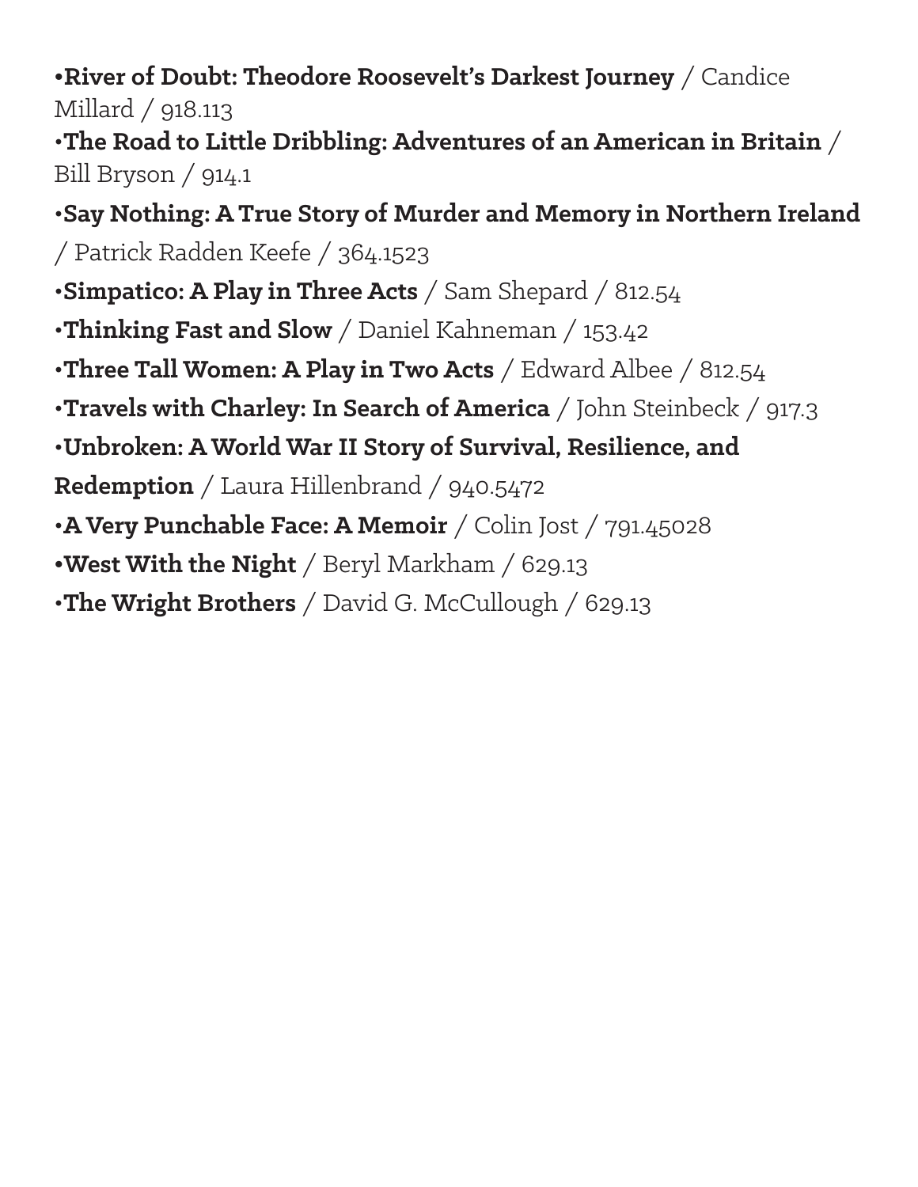- **River of Doubt: Theodore Roosevelt's Darkest Journey** / Candice Millard / 918.113
- **The Road to Little Dribbling: Adventures of an American in Britain** / Bill Bryson / 914.1
- **Say Nothing: A True Story of Murder and Memory in Northern Ireland** / Patrick Radden Keefe / 364.1523
- **Simpatico: A Play in Three Acts** / Sam Shepard / 812.54
- **Thinking Fast and Slow** / Daniel Kahneman / 153.42
- **Three Tall Women: A Play in Two Acts** / Edward Albee / 812.54
- **Travels with Charley: In Search of America** / John Steinbeck / 917.3
- **Unbroken: A World War II Story of Survival, Resilience, and Redemption** / Laura Hillenbrand / 940.5472
- **A Very Punchable Face: A Memoir** / Colin Jost / 791.45028
- **West With the Night** / Beryl Markham / 629.13
- **The Wright Brothers** / David G. McCullough / 629.13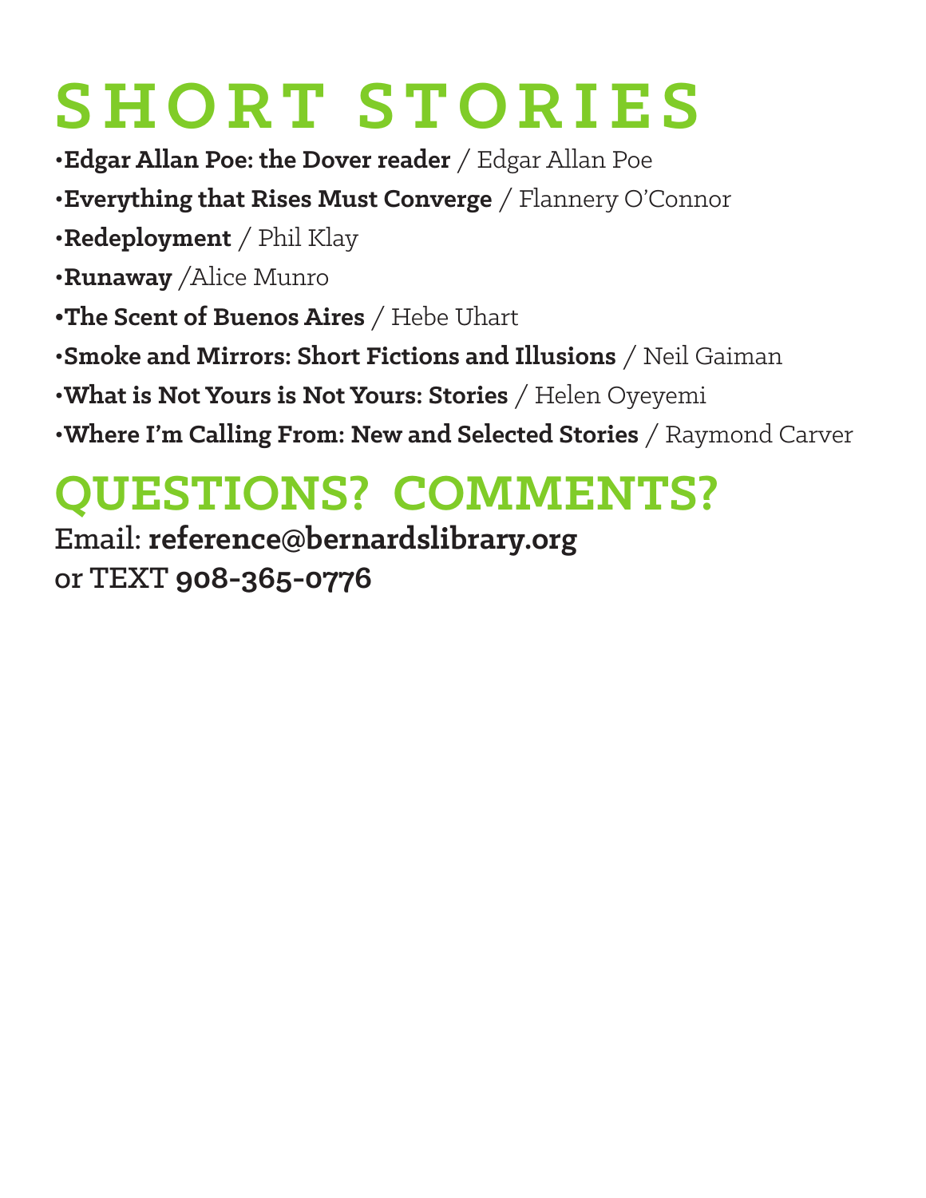# SHORT STORIES

- **Edgar Allan Poe: the Dover reader** / Edgar Allan Poe
- **Everything that Rises Must Converge** / Flannery O'Connor
- **Redeployment** / Phil Klay
- **Runaway** /Alice Munro
- **The Scent of Buenos Aires** / Hebe Uhart
- **Smoke and Mirrors: Short Fictions and Illusions** / Neil Gaiman
- **What is Not Yours is Not Yours: Stories** / Helen Oyeyemi
- **Where I'm Calling From: New and Selected Stories** / Raymond Carver

# QUESTIONS? COMMENTS?

Email: **reference@bernardslibrary.org**
or TEXT **908-365-0776**